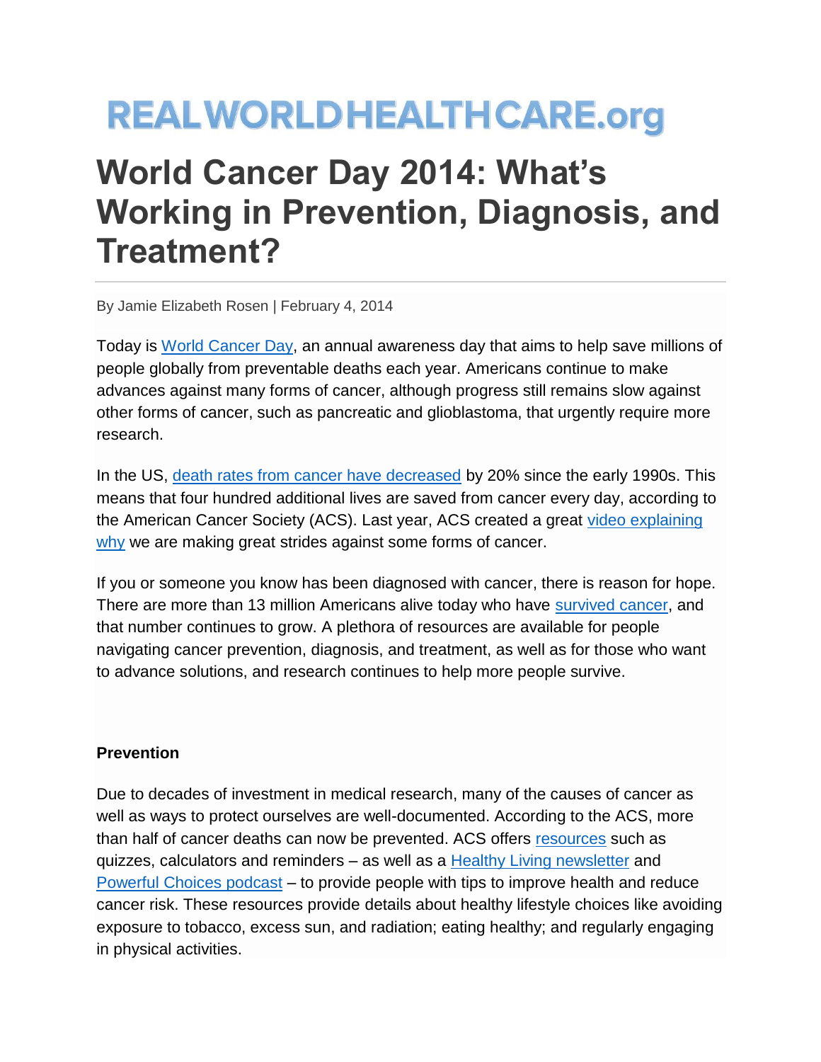REALWORLDHEALTHCARE.org

# World Cancer Day 2014: What's Working in Prevention, Diagnosis, and Treatment?

By Jamie Elizabeth Rosen | February 4, 2014

Today is World Cancer Day, an annual awareness day that aims to help save millions of people globally from preventable deaths each year. Americans continue to make advances against many forms of cancer, although progress still remains slow against other forms of cancer, such as pancreatic and glioblastoma, that urgently require more research.

In the US, death rates from cancer have decreased by 20% since the early 1990s. This means that four hundred additional lives are saved from cancer every day, according to the American Cancer Society (ACS). Last year, ACS created a great video explaining why we are making great strides against some forms of cancer.

If you or someone you know has been diagnosed with cancer, there is reason for hope. There are more than 13 million Americans alive today who have survived cancer, and that number continues to grow. A plethora of resources are available for people navigating cancer prevention, diagnosis, and treatment, as well as for those who want to advance solutions, and research continues to help more people survive.

**Prevention**

Due to decades of investment in medical research, many of the causes of cancer as well as ways to protect ourselves are well-documented. According to the ACS, more than half of cancer deaths can now be prevented. ACS offers resources such as quizzes, calculators and reminders – as well as a Healthy Living newsletter and Powerful Choices podcast – to provide people with tips to improve health and reduce cancer risk. These resources provide details about healthy lifestyle choices like avoiding exposure to tobacco, excess sun, and radiation; eating healthy; and regularly engaging in physical activities.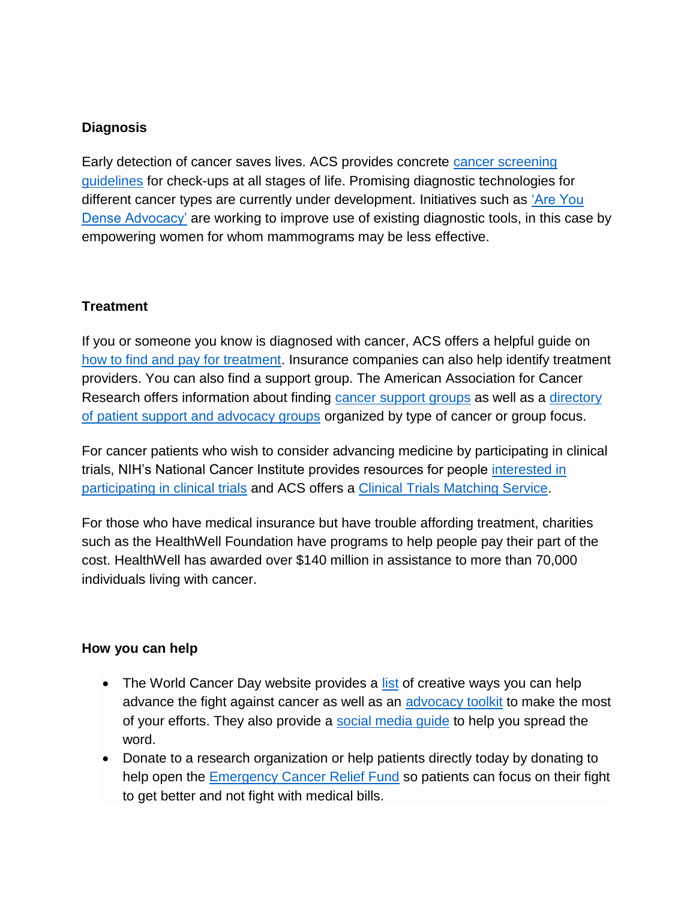**Diagnosis**

Early detection of cancer saves lives. ACS provides concrete cancer screening guidelines for check-ups at all stages of life. Promising diagnostic technologies for different cancer types are currently under development. Initiatives such as 'Are You Dense Advocacy' are working to improve use of existing diagnostic tools, in this case by empowering women for whom mammograms may be less effective.

**Treatment**

If you or someone you know is diagnosed with cancer, ACS offers a helpful guide on how to find and pay for treatment. Insurance companies can also help identify treatment providers. You can also find a support group. The American Association for Cancer Research offers information about finding cancer support groups as well as a directory of patient support and advocacy groups organized by type of cancer or group focus.

For cancer patients who wish to consider advancing medicine by participating in clinical trials, NIH's National Cancer Institute provides resources for people interested in participating in clinical trials and ACS offers a Clinical Trials Matching Service.

For those who have medical insurance but have trouble affording treatment, charities such as the HealthWell Foundation have programs to help people pay their part of the cost. HealthWell has awarded over $140 million in assistance to more than 70,000 individuals living with cancer.

**How you can help**

- The World Cancer Day website provides a list of creative ways you can help advance the fight against cancer as well as an advocacy toolkit to make the most of your efforts. They also provide a social media guide to help you spread the word.
- Donate to a research organization or help patients directly today by donating to help open the Emergency Cancer Relief Fund so patients can focus on their fight to get better and not fight with medical bills.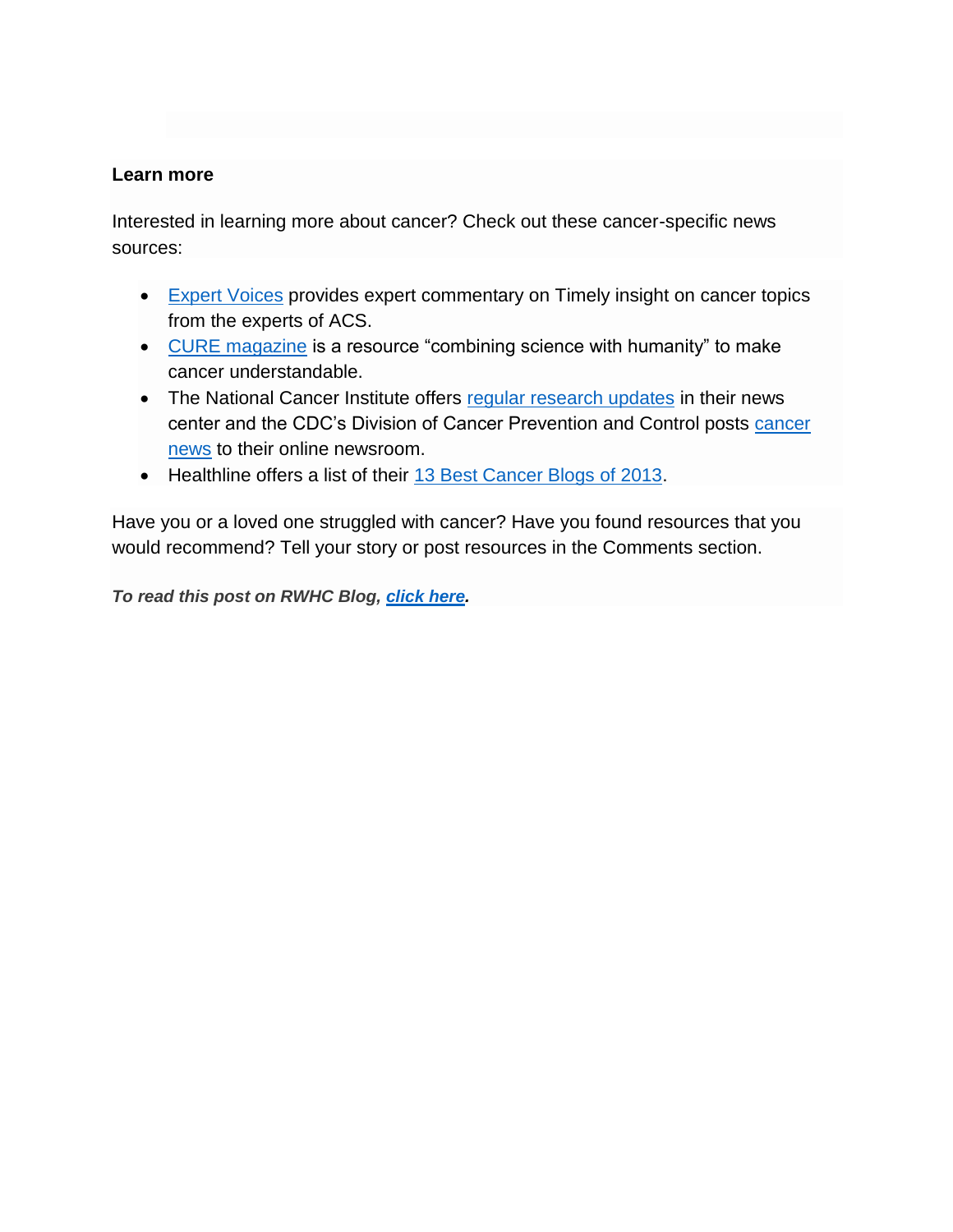**Learn more**

Interested in learning more about cancer? Check out these cancer-specific news sources:

- Expert Voices provides expert commentary on Timely insight on cancer topics from the experts of ACS.
- CURE magazine is a resource "combining science with humanity" to make cancer understandable.
- The National Cancer Institute offers regular research updates in their news center and the CDC's Division of Cancer Prevention and Control posts cancer news to their online newsroom.
- Healthline offers a list of their 13 Best Cancer Blogs of 2013.

Have you or a loved one struggled with cancer? Have you found resources that you would recommend? Tell your story or post resources in the Comments section.

***To read this post on RWHC Blog, click here.***